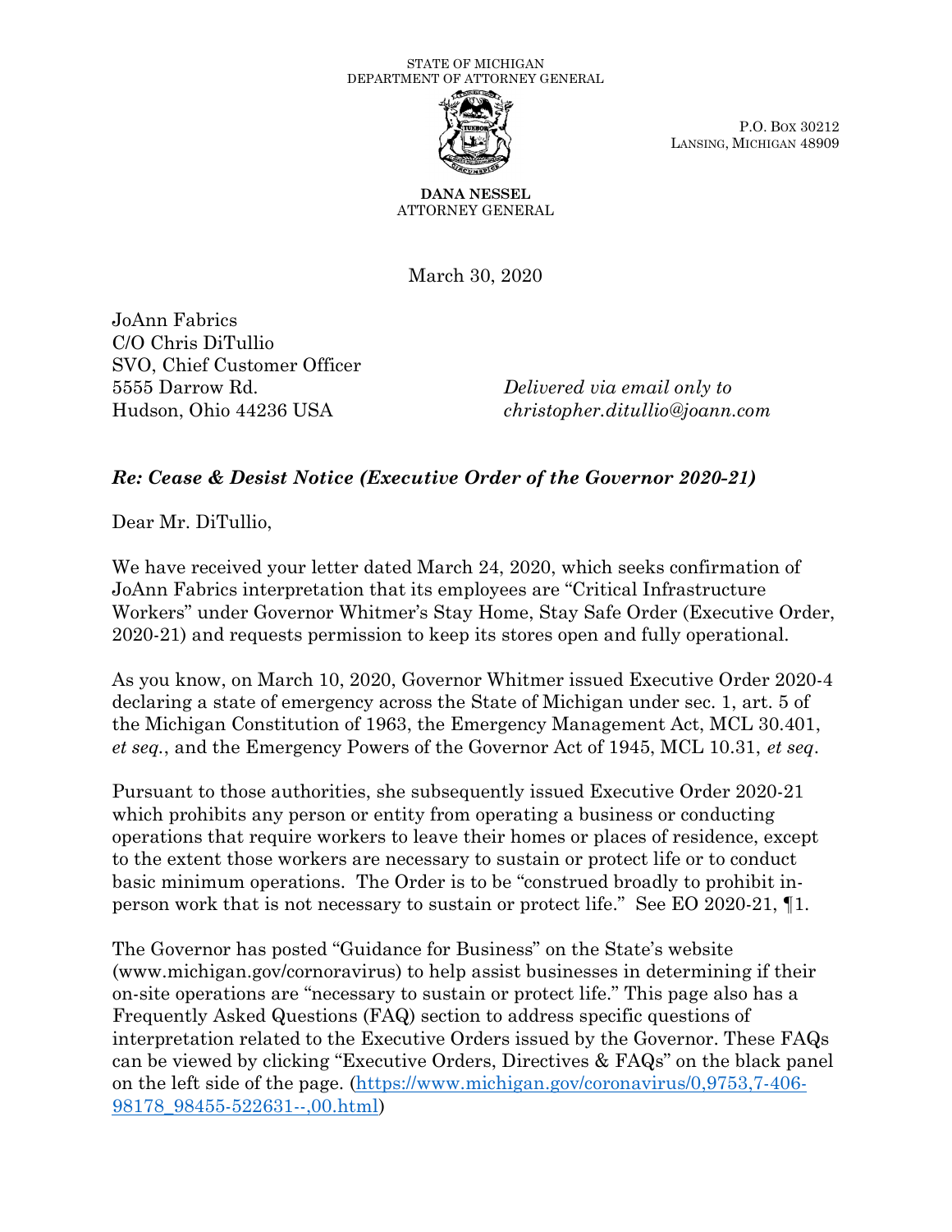STATE OF MICHIGAN
DEPARTMENT OF ATTORNEY GENERAL

P.O. BOX 30212
LANSING, MICHIGAN 48909

**DANA NESSEL**
ATTORNEY GENERAL

March 30, 2020

JoAnn Fabrics
C/O Chris DiTullio
SVO, Chief Customer Officer
5555 Darrow Rd.
Hudson, Ohio 44236 USA

*Delivered via email only to*
*christopher.ditullio@joann.com*

***Re: Cease & Desist Notice (Executive Order of the Governor 2020-21)***

Dear Mr. DiTullio,

We have received your letter dated March 24, 2020, which seeks confirmation of JoAnn Fabrics interpretation that its employees are "Critical Infrastructure Workers" under Governor Whitmer's Stay Home, Stay Safe Order (Executive Order, 2020-21) and requests permission to keep its stores open and fully operational.

As you know, on March 10, 2020, Governor Whitmer issued Executive Order 2020-4 declaring a state of emergency across the State of Michigan under sec. 1, art. 5 of the Michigan Constitution of 1963, the Emergency Management Act, MCL 30.401, *et seq.*, and the Emergency Powers of the Governor Act of 1945, MCL 10.31, *et seq*.

Pursuant to those authorities, she subsequently issued Executive Order 2020-21 which prohibits any person or entity from operating a business or conducting operations that require workers to leave their homes or places of residence, except to the extent those workers are necessary to sustain or protect life or to conduct basic minimum operations. The Order is to be "construed broadly to prohibit in-person work that is not necessary to sustain or protect life." See EO 2020-21, ¶1.

The Governor has posted "Guidance for Business" on the State's website (www.michigan.gov/cornoravirus) to help assist businesses in determining if their on-site operations are "necessary to sustain or protect life." This page also has a Frequently Asked Questions (FAQ) section to address specific questions of interpretation related to the Executive Orders issued by the Governor. These FAQs can be viewed by clicking "Executive Orders, Directives & FAQs" on the black panel on the left side of the page. (https://www.michigan.gov/coronavirus/0,9753,7-406-98178_98455-522631--,00.html)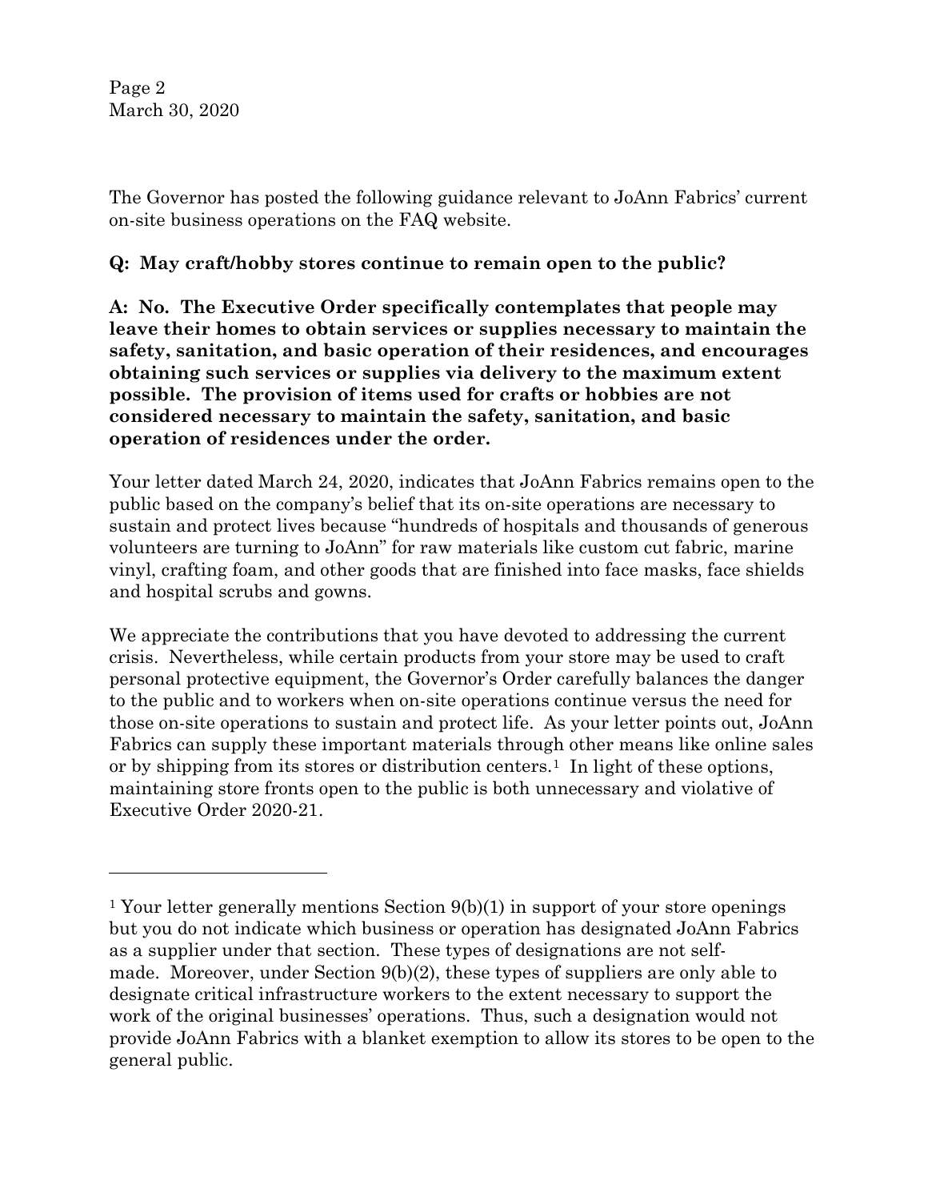The Governor has posted the following guidance relevant to JoAnn Fabrics' current on-site business operations on the FAQ website.

**Q: May craft/hobby stores continue to remain open to the public?**

**A: No. The Executive Order specifically contemplates that people may leave their homes to obtain services or supplies necessary to maintain the safety, sanitation, and basic operation of their residences, and encourages obtaining such services or supplies via delivery to the maximum extent possible. The provision of items used for crafts or hobbies are not considered necessary to maintain the safety, sanitation, and basic operation of residences under the order.**

Your letter dated March 24, 2020, indicates that JoAnn Fabrics remains open to the public based on the company's belief that its on-site operations are necessary to sustain and protect lives because "hundreds of hospitals and thousands of generous volunteers are turning to JoAnn" for raw materials like custom cut fabric, marine vinyl, crafting foam, and other goods that are finished into face masks, face shields and hospital scrubs and gowns.

We appreciate the contributions that you have devoted to addressing the current crisis. Nevertheless, while certain products from your store may be used to craft personal protective equipment, the Governor's Order carefully balances the danger to the public and to workers when on-site operations continue versus the need for those on-site operations to sustain and protect life. As your letter points out, JoAnn Fabrics can supply these important materials through other means like online sales or by shipping from its stores or distribution centers.[1] In light of these options, maintaining store fronts open to the public is both unnecessary and violative of Executive Order 2020-21.

---

[1] Your letter generally mentions Section 9(b)(1) in support of your store openings but you do not indicate which business or operation has designated JoAnn Fabrics as a supplier under that section. These types of designations are not self-made. Moreover, under Section 9(b)(2), these types of suppliers are only able to designate critical infrastructure workers to the extent necessary to support the work of the original businesses' operations. Thus, such a designation would not provide JoAnn Fabrics with a blanket exemption to allow its stores to be open to the general public.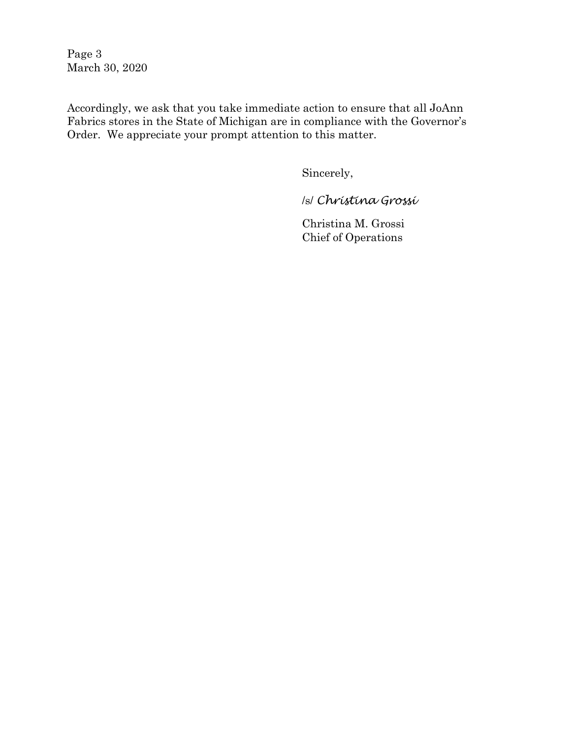Accordingly, we ask that you take immediate action to ensure that all JoAnn Fabrics stores in the State of Michigan are in compliance with the Governor's Order. We appreciate your prompt attention to this matter.

Sincerely,

/s/ *Christina Grossi*

Christina M. Grossi
Chief of Operations